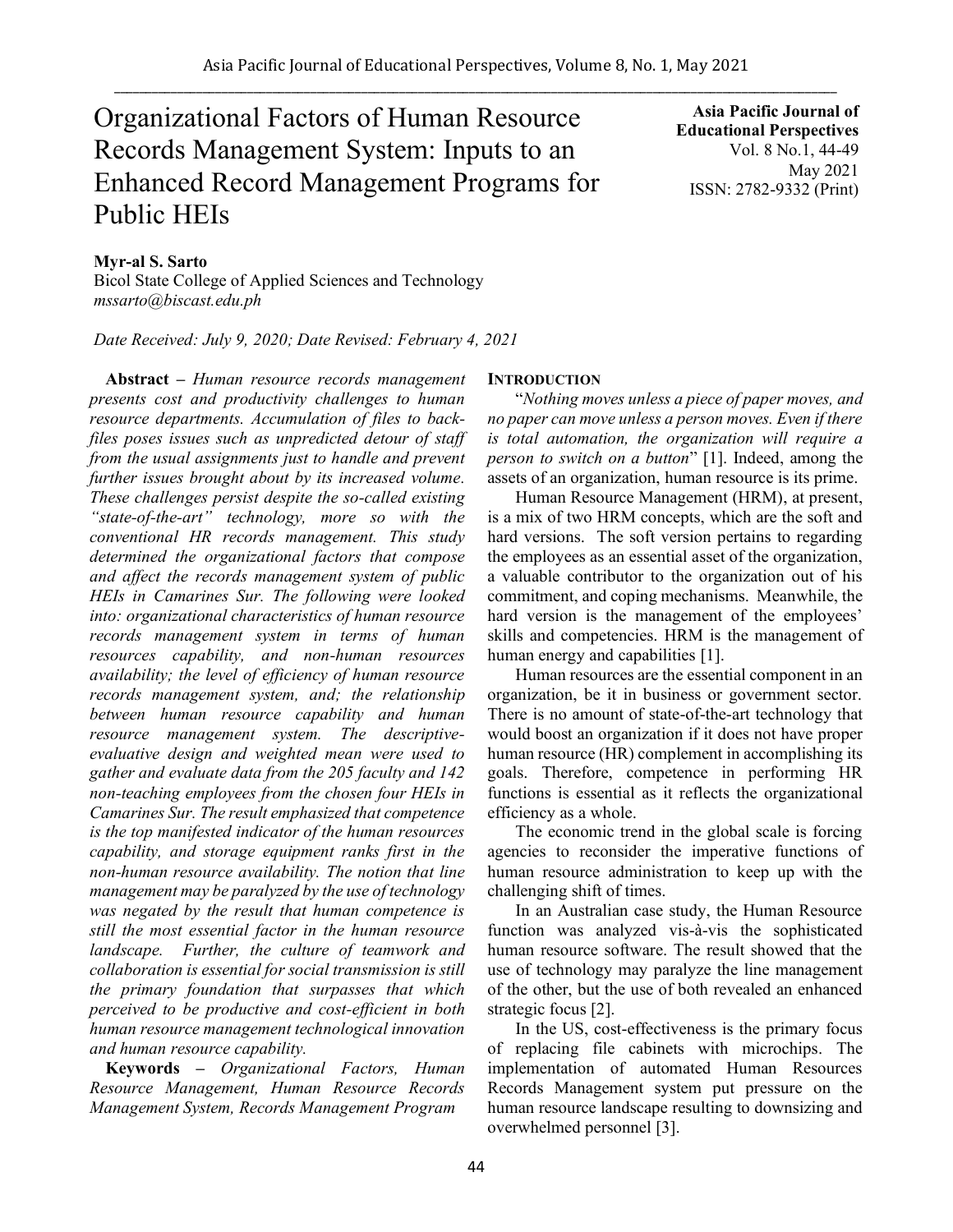# Organizational Factors of Human Resource Records Management System: Inputs to an Enhanced Record Management Programs for Public HEIs

**Asia Pacific Journal of Educational Perspectives**
Vol. 8 No.1, 44-49
May 2021
ISSN: 2782-9332 (Print)

**Myr-al S. Sarto**
Bicol State College of Applied Sciences and Technology
*mssarto@biscast.edu.ph*

*Date Received: July 9, 2020; Date Revised: February 4, 2021*

**Abstract** – *Human resource records management presents cost and productivity challenges to human resource departments. Accumulation of files to back-files poses issues such as unpredicted detour of staff from the usual assignments just to handle and prevent further issues brought about by its increased volume. These challenges persist despite the so-called existing "state-of-the-art" technology, more so with the conventional HR records management. This study determined the organizational factors that compose and affect the records management system of public HEIs in Camarines Sur. The following were looked into: organizational characteristics of human resource records management system in terms of human resources capability, and non-human resources availability; the level of efficiency of human resource records management system, and; the relationship between human resource capability and human resource management system. The descriptive-evaluative design and weighted mean were used to gather and evaluate data from the 205 faculty and 142 non-teaching employees from the chosen four HEIs in Camarines Sur. The result emphasized that competence is the top manifested indicator of the human resources capability, and storage equipment ranks first in the non-human resource availability. The notion that line management may be paralyzed by the use of technology was negated by the result that human competence is still the most essential factor in the human resource landscape. Further, the culture of teamwork and collaboration is essential for social transmission is still the primary foundation that surpasses that which perceived to be productive and cost-efficient in both human resource management technological innovation and human resource capability.*

**Keywords** – *Organizational Factors, Human Resource Management, Human Resource Records Management System, Records Management Program*

## INTRODUCTION

"*Nothing moves unless a piece of paper moves, and no paper can move unless a person moves. Even if there is total automation, the organization will require a person to switch on a button*" [1]. Indeed, among the assets of an organization, human resource is its prime.

Human Resource Management (HRM), at present, is a mix of two HRM concepts, which are the soft and hard versions. The soft version pertains to regarding the employees as an essential asset of the organization, a valuable contributor to the organization out of his commitment, and coping mechanisms. Meanwhile, the hard version is the management of the employees' skills and competencies. HRM is the management of human energy and capabilities [1].

Human resources are the essential component in an organization, be it in business or government sector. There is no amount of state-of-the-art technology that would boost an organization if it does not have proper human resource (HR) complement in accomplishing its goals. Therefore, competence in performing HR functions is essential as it reflects the organizational efficiency as a whole.

The economic trend in the global scale is forcing agencies to reconsider the imperative functions of human resource administration to keep up with the challenging shift of times.

In an Australian case study, the Human Resource function was analyzed vis-à-vis the sophisticated human resource software. The result showed that the use of technology may paralyze the line management of the other, but the use of both revealed an enhanced strategic focus [2].

In the US, cost-effectiveness is the primary focus of replacing file cabinets with microchips. The implementation of automated Human Resources Records Management system put pressure on the human resource landscape resulting to downsizing and overwhelmed personnel [3].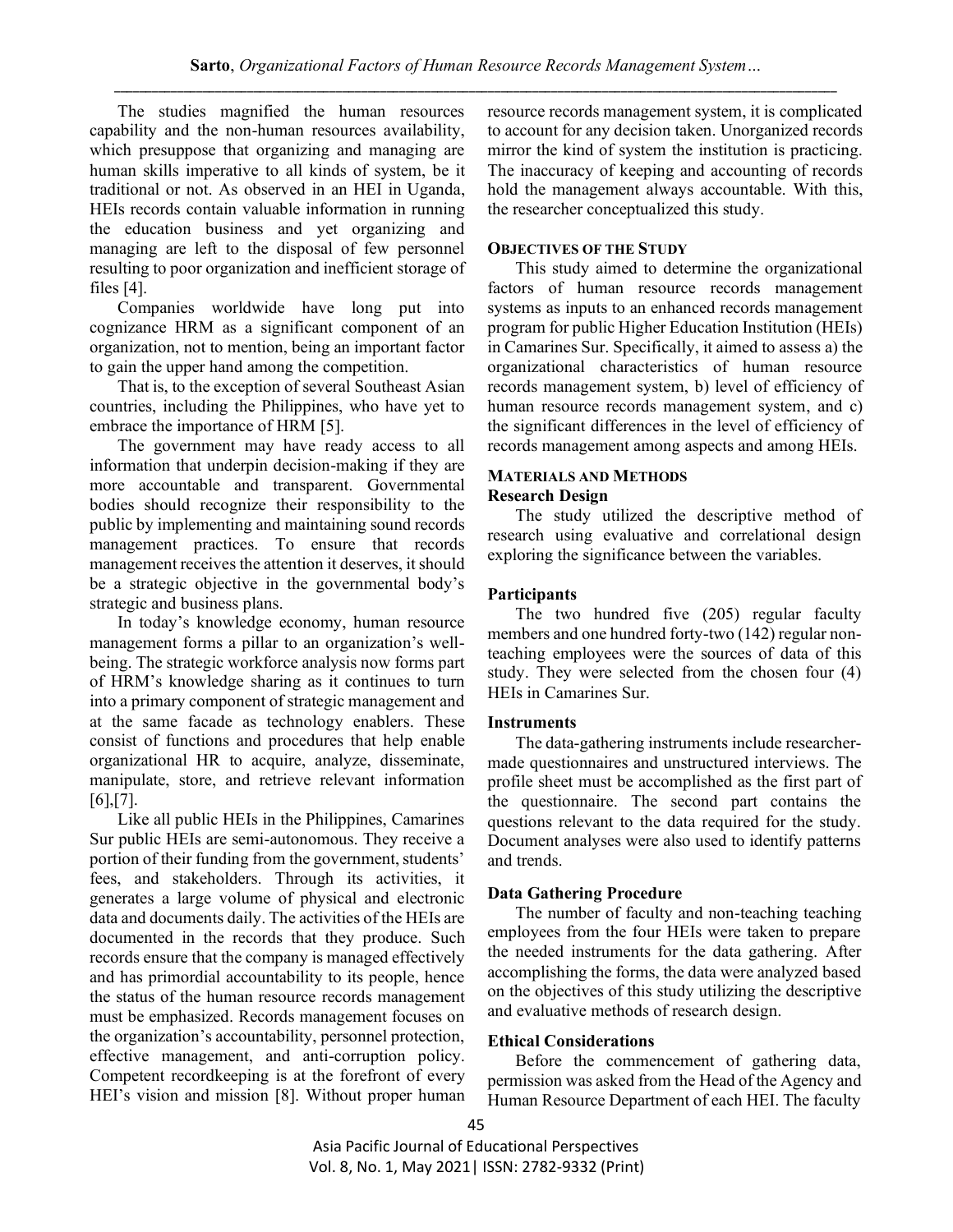The studies magnified the human resources capability and the non-human resources availability, which presuppose that organizing and managing are human skills imperative to all kinds of system, be it traditional or not. As observed in an HEI in Uganda, HEIs records contain valuable information in running the education business and yet organizing and managing are left to the disposal of few personnel resulting to poor organization and inefficient storage of files [4].

Companies worldwide have long put into cognizance HRM as a significant component of an organization, not to mention, being an important factor to gain the upper hand among the competition.

That is, to the exception of several Southeast Asian countries, including the Philippines, who have yet to embrace the importance of HRM [5].

The government may have ready access to all information that underpin decision-making if they are more accountable and transparent. Governmental bodies should recognize their responsibility to the public by implementing and maintaining sound records management practices. To ensure that records management receives the attention it deserves, it should be a strategic objective in the governmental body's strategic and business plans.

In today's knowledge economy, human resource management forms a pillar to an organization's well-being. The strategic workforce analysis now forms part of HRM's knowledge sharing as it continues to turn into a primary component of strategic management and at the same facade as technology enablers. These consist of functions and procedures that help enable organizational HR to acquire, analyze, disseminate, manipulate, store, and retrieve relevant information [6],[7].

Like all public HEIs in the Philippines, Camarines Sur public HEIs are semi-autonomous. They receive a portion of their funding from the government, students' fees, and stakeholders. Through its activities, it generates a large volume of physical and electronic data and documents daily. The activities of the HEIs are documented in the records that they produce. Such records ensure that the company is managed effectively and has primordial accountability to its people, hence the status of the human resource records management must be emphasized. Records management focuses on the organization's accountability, personnel protection, effective management, and anti-corruption policy. Competent recordkeeping is at the forefront of every HEI's vision and mission [8]. Without proper human resource records management system, it is complicated to account for any decision taken. Unorganized records mirror the kind of system the institution is practicing. The inaccuracy of keeping and accounting of records hold the management always accountable. With this, the researcher conceptualized this study.

## OBJECTIVES OF THE STUDY

This study aimed to determine the organizational factors of human resource records management systems as inputs to an enhanced records management program for public Higher Education Institution (HEIs) in Camarines Sur. Specifically, it aimed to assess a) the organizational characteristics of human resource records management system, b) level of efficiency of human resource records management system, and c) the significant differences in the level of efficiency of records management among aspects and among HEIs.

## MATERIALS AND METHODS

### Research Design

The study utilized the descriptive method of research using evaluative and correlational design exploring the significance between the variables.

### Participants

The two hundred five (205) regular faculty members and one hundred forty-two (142) regular non-teaching employees were the sources of data of this study. They were selected from the chosen four (4) HEIs in Camarines Sur.

### Instruments

The data-gathering instruments include researcher-made questionnaires and unstructured interviews. The profile sheet must be accomplished as the first part of the questionnaire. The second part contains the questions relevant to the data required for the study. Document analyses were also used to identify patterns and trends.

### Data Gathering Procedure

The number of faculty and non-teaching teaching employees from the four HEIs were taken to prepare the needed instruments for the data gathering. After accomplishing the forms, the data were analyzed based on the objectives of this study utilizing the descriptive and evaluative methods of research design.

### Ethical Considerations

Before the commencement of gathering data, permission was asked from the Head of the Agency and Human Resource Department of each HEI. The faculty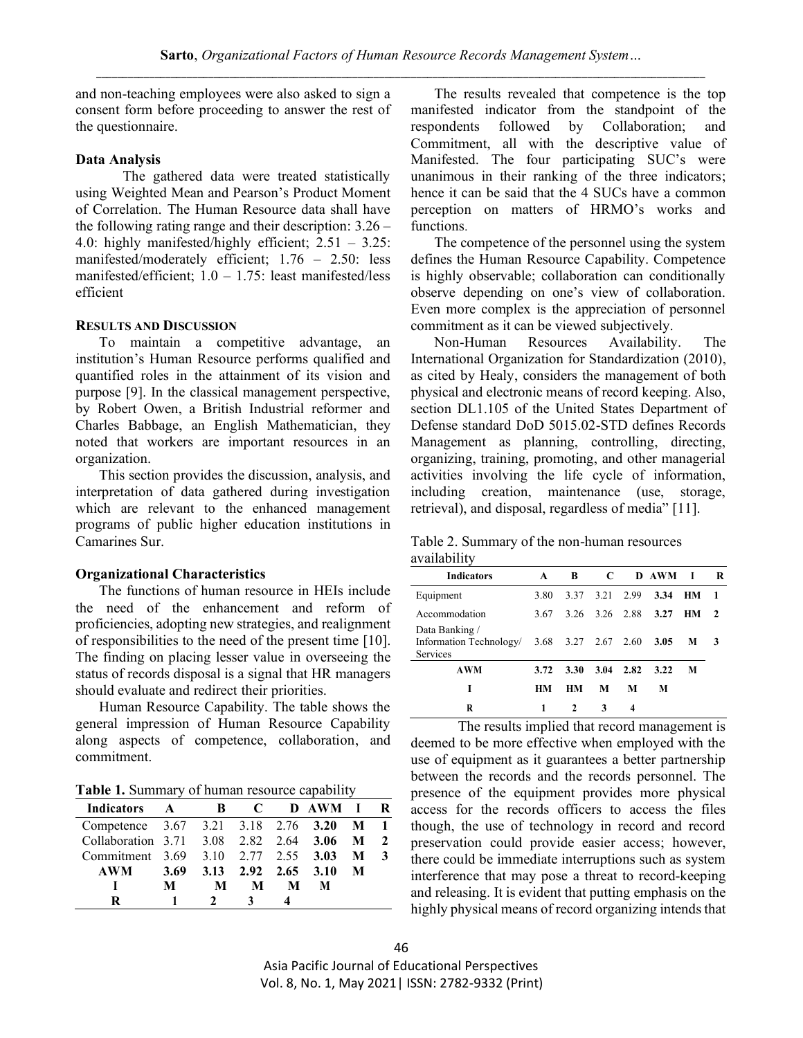and non-teaching employees were also asked to sign a consent form before proceeding to answer the rest of the questionnaire.

**Data Analysis**

The gathered data were treated statistically using Weighted Mean and Pearson's Product Moment of Correlation. The Human Resource data shall have the following rating range and their description: 3.26 – 4.0: highly manifested/highly efficient; 2.51 – 3.25: manifested/moderately efficient; 1.76 – 2.50: less manifested/efficient; 1.0 – 1.75: least manifested/less efficient

## RESULTS AND DISCUSSION

To maintain a competitive advantage, an institution's Human Resource performs qualified and quantified roles in the attainment of its vision and purpose [9]. In the classical management perspective, by Robert Owen, a British Industrial reformer and Charles Babbage, an English Mathematician, they noted that workers are important resources in an organization.

This section provides the discussion, analysis, and interpretation of data gathered during investigation which are relevant to the enhanced management programs of public higher education institutions in Camarines Sur.

**Organizational Characteristics**

The functions of human resource in HEIs include the need of the enhancement and reform of proficiencies, adopting new strategies, and realignment of responsibilities to the need of the present time [10]. The finding on placing lesser value in overseeing the status of records disposal is a signal that HR managers should evaluate and redirect their priorities.

Human Resource Capability. The table shows the general impression of Human Resource Capability along aspects of competence, collaboration, and commitment.

**Table 1.** Summary of human resource capability

| Indicators | A | B | C | D | AWM | I | R |
|---|---|---|---|---|---|---|---|
| Competence | 3.67 | 3.21 | 3.18 | 2.76 | **3.20** | M | 1 |
| Collaboration | 3.71 | 3.08 | 2.82 | 2.64 | **3.06** | M | 2 |
| Commitment | 3.69 | 3.10 | 2.77 | 2.55 | **3.03** | M | 3 |
| **AWM** | **3.69** | **3.13** | **2.92** | **2.65** | **3.10** | **M** | |
| **I** | **M** | **M** | **M** | **M** | **M** | | |
| **R** | **1** | **2** | **3** | **4** | | | |

The results revealed that competence is the top manifested indicator from the standpoint of the respondents followed by Collaboration; and Commitment, all with the descriptive value of Manifested. The four participating SUC's were unanimous in their ranking of the three indicators; hence it can be said that the 4 SUCs have a common perception on matters of HRMO's works and functions.

The competence of the personnel using the system defines the Human Resource Capability. Competence is highly observable; collaboration can conditionally observe depending on one's view of collaboration. Even more complex is the appreciation of personnel commitment as it can be viewed subjectively.

Non-Human Resources Availability. The International Organization for Standardization (2010), as cited by Healy, considers the management of both physical and electronic means of record keeping. Also, section DL1.105 of the United States Department of Defense standard DoD 5015.02-STD defines Records Management as planning, controlling, directing, organizing, training, promoting, and other managerial activities involving the life cycle of information, including creation, maintenance (use, storage, retrieval), and disposal, regardless of media" [11].

Table 2. Summary of the non-human resources availability

| Indicators | A | B | C | D | AWM | I | R |
|---|---|---|---|---|---|---|---|
| Equipment | 3.80 | 3.37 | 3.21 | 2.99 | **3.34** | **HM** | **1** |
| Accommodation | 3.67 | 3.26 | 3.26 | 2.88 | **3.27** | **HM** | **2** |
| Data Banking / Information Technology/ Services | 3.68 | 3.27 | 2.67 | 2.60 | **3.05** | **M** | **3** |
| **AWM** | **3.72** | **3.30** | **3.04** | **2.82** | **3.22** | **M** | |
| **I** | **HM** | **HM** | **M** | **M** | **M** | | |
| **R** | **1** | **2** | **3** | **4** | | | |

The results implied that record management is deemed to be more effective when employed with the use of equipment as it guarantees a better partnership between the records and the records personnel. The presence of the equipment provides more physical access for the records officers to access the files though, the use of technology in record and record preservation could provide easier access; however, there could be immediate interruptions such as system interference that may pose a threat to record-keeping and releasing. It is evident that putting emphasis on the highly physical means of record organizing intends that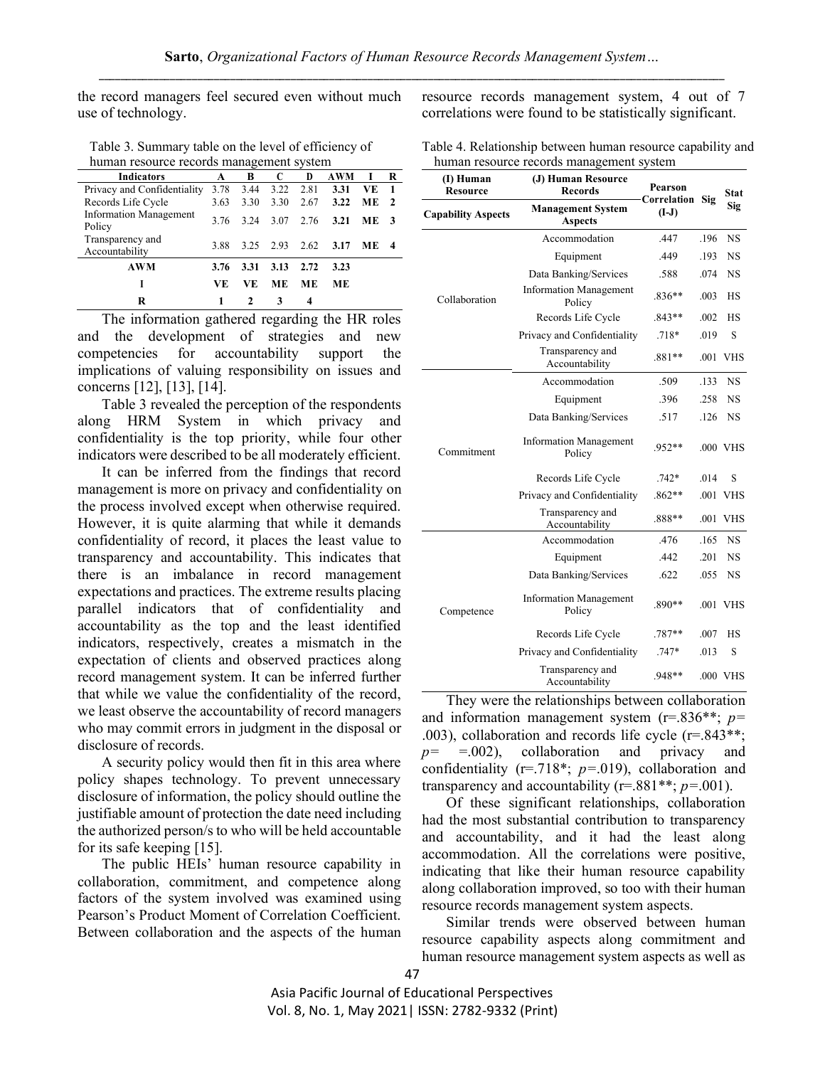the record managers feel secured even without much use of technology.

Table 3. Summary table on the level of efficiency of human resource records management system

| Indicators | A | B | C | D | AWM | I | R |
|---|---|---|---|---|---|---|---|
| Privacy and Confidentiality | 3.78 | 3.44 | 3.22 | 2.81 | **3.31** | **VE** | **1** |
| Records Life Cycle | 3.63 | 3.30 | 3.30 | 2.67 | **3.22** | **ME** | **2** |
| Information Management Policy | 3.76 | 3.24 | 3.07 | 2.76 | **3.21** | **ME** | **3** |
| Transparency and Accountability | 3.88 | 3.25 | 2.93 | 2.62 | **3.17** | **ME** | **4** |
| **AWM** | **3.76** | **3.31** | **3.13** | **2.72** | **3.23** | | |
| **I** | **VE** | **VE** | **ME** | **ME** | **ME** | | |
| **R** | **1** | **2** | **3** | **4** | | | |

The information gathered regarding the HR roles and the development of strategies and new competencies for accountability support the implications of valuing responsibility on issues and concerns [12], [13], [14].

Table 3 revealed the perception of the respondents along HRM System in which privacy and confidentiality is the top priority, while four other indicators were described to be all moderately efficient.

It can be inferred from the findings that record management is more on privacy and confidentiality on the process involved except when otherwise required. However, it is quite alarming that while it demands confidentiality of record, it places the least value to transparency and accountability. This indicates that there is an imbalance in record management expectations and practices. The extreme results placing parallel indicators that of confidentiality and accountability as the top and the least identified indicators, respectively, creates a mismatch in the expectation of clients and observed practices along record management system. It can be inferred further that while we value the confidentiality of the record, we least observe the accountability of record managers who may commit errors in judgment in the disposal or disclosure of records.

A security policy would then fit in this area where policy shapes technology. To prevent unnecessary disclosure of information, the policy should outline the justifiable amount of protection the date need including the authorized person/s to who will be held accountable for its safe keeping [15].

The public HEIs' human resource capability in collaboration, commitment, and competence along factors of the system involved was examined using Pearson's Product Moment of Correlation Coefficient. Between collaboration and the aspects of the human resource records management system, 4 out of 7 correlations were found to be statistically significant.

Table 4. Relationship between human resource capability and human resource records management system

| (I) Human Resource Capability Aspects | (J) Human Resource Records Management System Aspects | Pearson Correlation (I-J) | Sig | Stat Sig |
|---|---|---|---|---|
| Collaboration | Accommodation | .447 | .196 | NS |
| | Equipment | .449 | .193 | NS |
| | Data Banking/Services | .588 | .074 | NS |
| | Information Management Policy | .836** | .003 | HS |
| | Records Life Cycle | .843** | .002 | HS |
| | Privacy and Confidentiality | .718* | .019 | S |
| | Transparency and Accountability | .881** | .001 | VHS |
| Commitment | Accommodation | .509 | .133 | NS |
| | Equipment | .396 | .258 | NS |
| | Data Banking/Services | .517 | .126 | NS |
| | Information Management Policy | .952** | .000 | VHS |
| | Records Life Cycle | .742* | .014 | S |
| | Privacy and Confidentiality | .862** | .001 | VHS |
| | Transparency and Accountability | .888** | .001 | VHS |
| Competence | Accommodation | .476 | .165 | NS |
| | Equipment | .442 | .201 | NS |
| | Data Banking/Services | .622 | .055 | NS |
| | Information Management Policy | .890** | .001 | VHS |
| | Records Life Cycle | .787** | .007 | HS |
| | Privacy and Confidentiality | .747* | .013 | S |
| | Transparency and Accountability | .948** | .000 | VHS |

They were the relationships between collaboration and information management system (r=.836**; *p*= .003), collaboration and records life cycle (r=.843**; *p*= =.002), collaboration and privacy and confidentiality (r=.718*; *p*=.019), collaboration and transparency and accountability (r=.881**; *p*=.001).

Of these significant relationships, collaboration had the most substantial contribution to transparency and accountability, and it had the least along accommodation. All the correlations were positive, indicating that like their human resource capability along collaboration improved, so too with their human resource records management system aspects.

Similar trends were observed between human resource capability aspects along commitment and human resource management system aspects as well as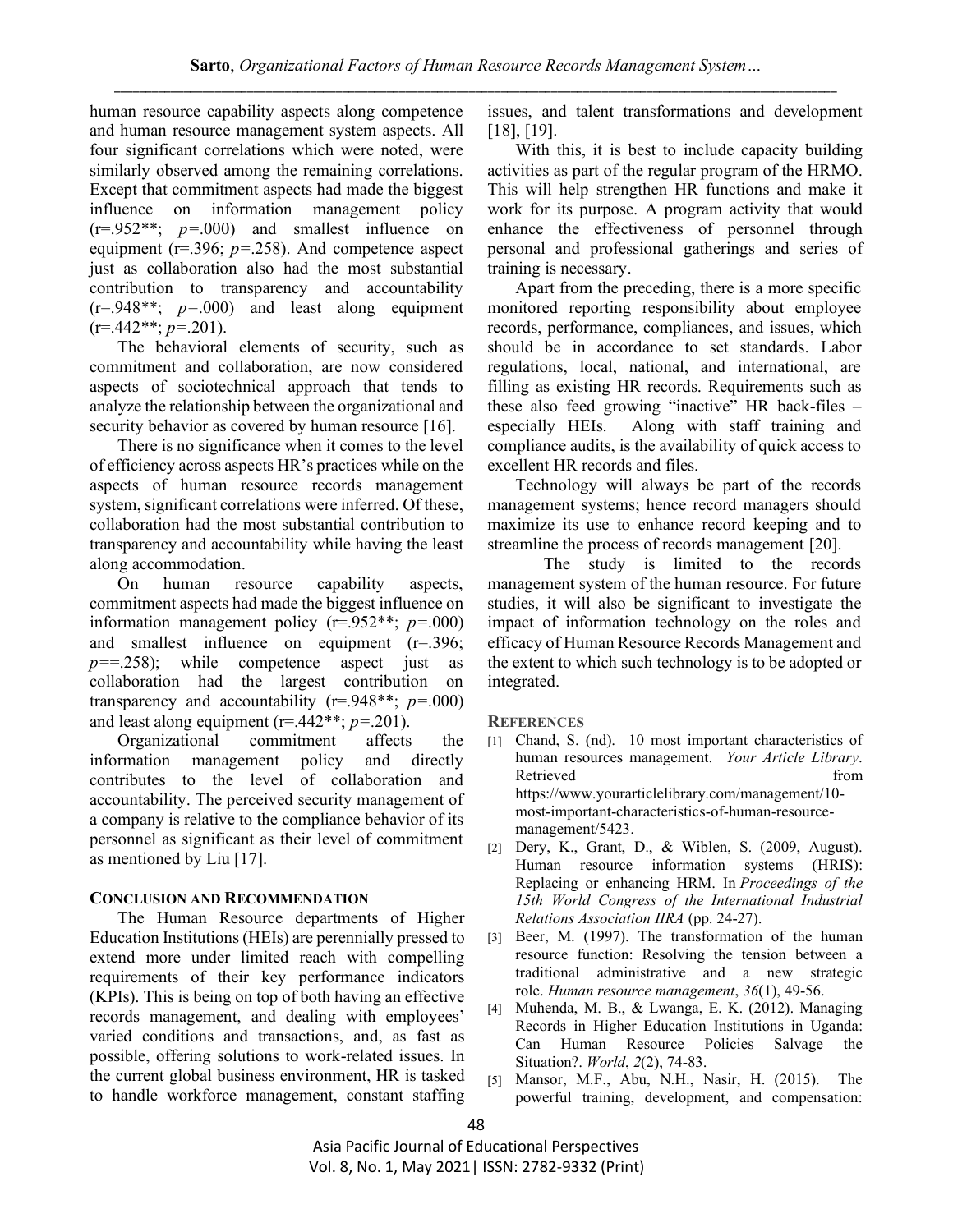human resource capability aspects along competence and human resource management system aspects. All four significant correlations which were noted, were similarly observed among the remaining correlations. Except that commitment aspects had made the biggest influence on information management policy (r=.952**; *p*=.000) and smallest influence on equipment (r=.396; *p*=.258). And competence aspect just as collaboration also had the most substantial contribution to transparency and accountability (r=.948**; *p*=.000) and least along equipment (r=.442**; *p*=.201).

The behavioral elements of security, such as commitment and collaboration, are now considered aspects of sociotechnical approach that tends to analyze the relationship between the organizational and security behavior as covered by human resource [16].

There is no significance when it comes to the level of efficiency across aspects HR's practices while on the aspects of human resource records management system, significant correlations were inferred. Of these, collaboration had the most substantial contribution to transparency and accountability while having the least along accommodation.

On human resource capability aspects, commitment aspects had made the biggest influence on information management policy (r=.952**; *p*=.000) and smallest influence on equipment (r=.396; *p*==.258); while competence aspect just as collaboration had the largest contribution on transparency and accountability (r=.948**; *p*=.000) and least along equipment (r=.442**; *p*=.201).

Organizational commitment affects the information management policy and directly contributes to the level of collaboration and accountability. The perceived security management of a company is relative to the compliance behavior of its personnel as significant as their level of commitment as mentioned by Liu [17].

## CONCLUSION AND RECOMMENDATION

The Human Resource departments of Higher Education Institutions (HEIs) are perennially pressed to extend more under limited reach with compelling requirements of their key performance indicators (KPIs). This is being on top of both having an effective records management, and dealing with employees' varied conditions and transactions, and, as fast as possible, offering solutions to work-related issues. In the current global business environment, HR is tasked to handle workforce management, constant staffing issues, and talent transformations and development [18], [19].

With this, it is best to include capacity building activities as part of the regular program of the HRMO. This will help strengthen HR functions and make it work for its purpose. A program activity that would enhance the effectiveness of personnel through personal and professional gatherings and series of training is necessary.

Apart from the preceding, there is a more specific monitored reporting responsibility about employee records, performance, compliances, and issues, which should be in accordance to set standards. Labor regulations, local, national, and international, are filling as existing HR records. Requirements such as these also feed growing "inactive" HR back-files – especially HEIs. Along with staff training and compliance audits, is the availability of quick access to excellent HR records and files.

Technology will always be part of the records management systems; hence record managers should maximize its use to enhance record keeping and to streamline the process of records management [20].

The study is limited to the records management system of the human resource. For future studies, it will also be significant to investigate the impact of information technology on the roles and efficacy of Human Resource Records Management and the extent to which such technology is to be adopted or integrated.

## REFERENCES

[1] Chand, S. (nd). 10 most important characteristics of human resources management. *Your Article Library*. Retrieved from https://www.yourarticlelibrary.com/management/10-most-important-characteristics-of-human-resource-management/5423.

[2] Dery, K., Grant, D., & Wiblen, S. (2009, August). Human resource information systems (HRIS): Replacing or enhancing HRM. In *Proceedings of the 15th World Congress of the International Industrial Relations Association IIRA* (pp. 24-27).

[3] Beer, M. (1997). The transformation of the human resource function: Resolving the tension between a traditional administrative and a new strategic role. *Human resource management*, *36*(1), 49-56.

[4] Muhenda, M. B., & Lwanga, E. K. (2012). Managing Records in Higher Education Institutions in Uganda: Can Human Resource Policies Salvage the Situation?. *World*, *2*(2), 74-83.

[5] Mansor, M.F., Abu, N.H., Nasir, H. (2015). The powerful training, development, and compensation: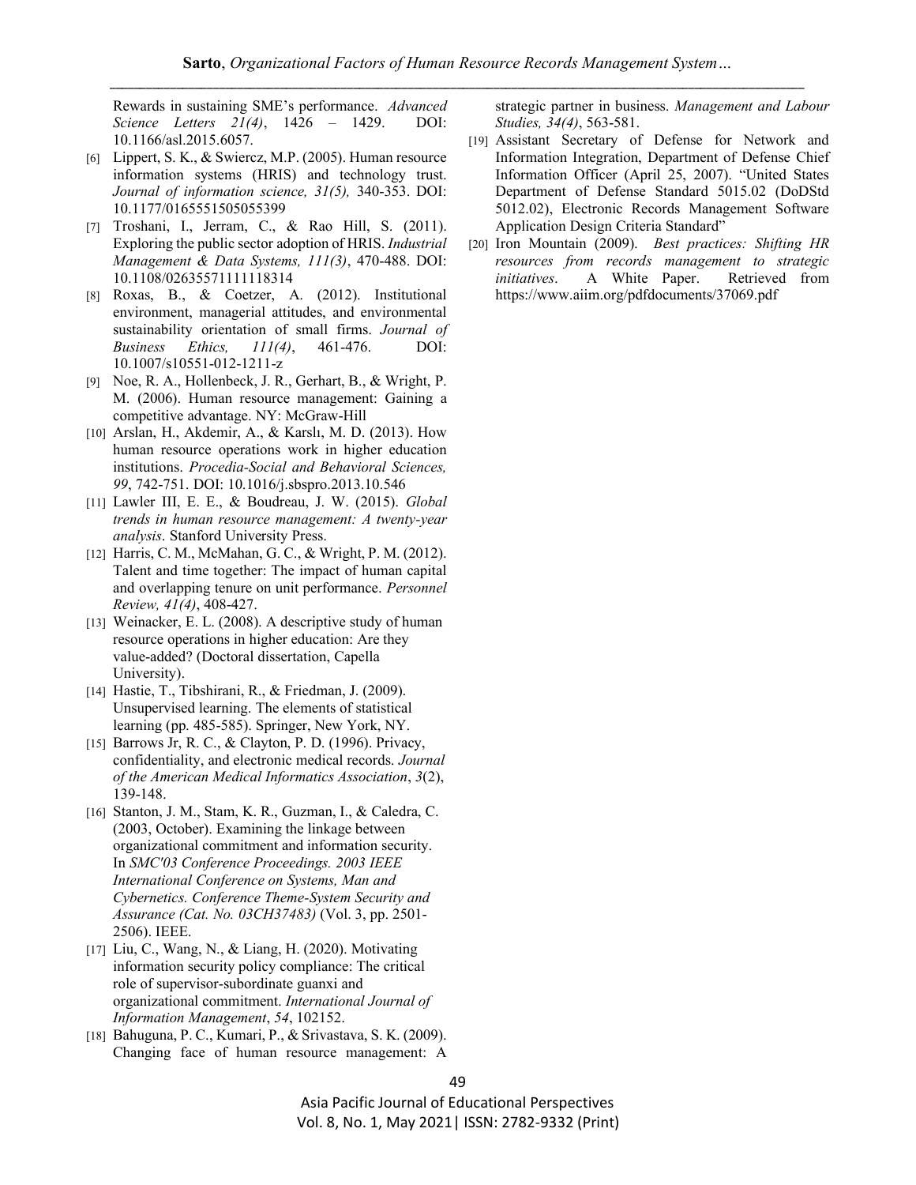Rewards in sustaining SME's performance. *Advanced Science Letters 21(4)*, 1426 – 1429. DOI: 10.1166/asl.2015.6057.

[6] Lippert, S. K., & Swiercz, M.P. (2005). Human resource information systems (HRIS) and technology trust. *Journal of information science, 31(5),* 340-353. DOI: 10.1177/0165551505055399

[7] Troshani, I., Jerram, C., & Rao Hill, S. (2011). Exploring the public sector adoption of HRIS. *Industrial Management & Data Systems, 111(3)*, 470-488. DOI: 10.1108/02635571111118314

[8] Roxas, B., & Coetzer, A. (2012). Institutional environment, managerial attitudes, and environmental sustainability orientation of small firms. *Journal of Business Ethics, 111(4)*, 461-476. DOI: 10.1007/s10551-012-1211-z

[9] Noe, R. A., Hollenbeck, J. R., Gerhart, B., & Wright, P. M. (2006). Human resource management: Gaining a competitive advantage. NY: McGraw-Hill

[10] Arslan, H., Akdemir, A., & Karslı, M. D. (2013). How human resource operations work in higher education institutions. *Procedia-Social and Behavioral Sciences, 99*, 742-751. DOI: 10.1016/j.sbspro.2013.10.546

[11] Lawler III, E. E., & Boudreau, J. W. (2015). *Global trends in human resource management: A twenty-year analysis*. Stanford University Press.

[12] Harris, C. M., McMahan, G. C., & Wright, P. M. (2012). Talent and time together: The impact of human capital and overlapping tenure on unit performance. *Personnel Review, 41(4)*, 408-427.

[13] Weinacker, E. L. (2008). A descriptive study of human resource operations in higher education: Are they value-added? (Doctoral dissertation, Capella University).

[14] Hastie, T., Tibshirani, R., & Friedman, J. (2009). Unsupervised learning. The elements of statistical learning (pp. 485-585). Springer, New York, NY.

[15] Barrows Jr, R. C., & Clayton, P. D. (1996). Privacy, confidentiality, and electronic medical records. *Journal of the American Medical Informatics Association*, *3*(2), 139-148.

[16] Stanton, J. M., Stam, K. R., Guzman, I., & Caledra, C. (2003, October). Examining the linkage between organizational commitment and information security. In *SMC'03 Conference Proceedings. 2003 IEEE International Conference on Systems, Man and Cybernetics. Conference Theme-System Security and Assurance (Cat. No. 03CH37483)* (Vol. 3, pp. 2501-2506). IEEE.

[17] Liu, C., Wang, N., & Liang, H. (2020). Motivating information security policy compliance: The critical role of supervisor-subordinate guanxi and organizational commitment. *International Journal of Information Management*, *54*, 102152.

[18] Bahuguna, P. C., Kumari, P., & Srivastava, S. K. (2009). Changing face of human resource management: A strategic partner in business. *Management and Labour Studies, 34(4)*, 563-581.

[19] Assistant Secretary of Defense for Network and Information Integration, Department of Defense Chief Information Officer (April 25, 2007). "United States Department of Defense Standard 5015.02 (DoDStd 5012.02), Electronic Records Management Software Application Design Criteria Standard"

[20] Iron Mountain (2009). *Best practices: Shifting HR resources from records management to strategic initiatives*. A White Paper. Retrieved from https://www.aiim.org/pdfdocuments/37069.pdf